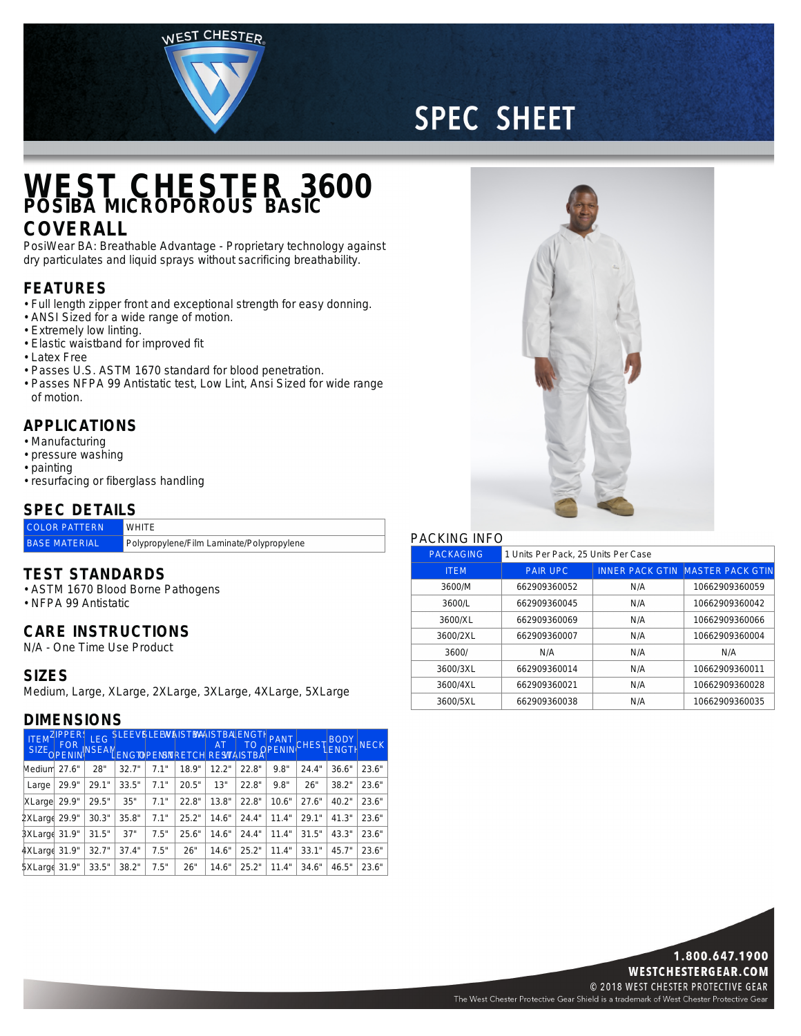# WEST CHESTER 3600

## POSIBA MICROPOROUS BASIC COVERALL

PosiWear BA: Breathable Advantage - Proprietary technology against dry particulates and liquid sprays without sacrificing breathability.

## FEATURES

- Full length zipper front and exceptional strength for easy donning.
- ANSI Sized for a wide range of motion.
- Extremely low linting.
- Elastic waistband for improved fit
- Latex Free
- Passes U.S. ASTM 1670 standard for blood penetration.
- Passes NFPA 99 Antistatic test, Low Lint, Ansi Sized for wide range of motion.

## APPLICATIONS

- Manufacturing
- pressure washing
- painting
- resurfacing or fiberglass handling

## SPEC DETAILS

| COLOR PATTERN | WHITE |
|---|---|
| BASE MATERIAL | Polypropylene/Film Laminate/Polypropylene |

## TEST STANDARDS

- ASTM 1670 Blood Borne Pathogens
- NFPA 99 Antistatic

## CARE INSTRUCTIONS

N/A - One Time Use Product

## SIZES

Medium, Large, XLarge, 2XLarge, 3XLarge, 4XLarge, 5XLarge

## DIMENSIONS

| ITEM SIZE | ZIPPER FOR OPENING | LEG INSEAM | SLEEVE LENGTH | SLEEVE OPENING | WAIST STRETCH | WAISTBAND AT REST | LENGTH TO WAISTBAND | PANT OPENING | CHEST | BODY LENGTH | NECK |
|---|---|---|---|---|---|---|---|---|---|---|---|
| Medium | 27.6" | 28" | 32.7" | 7.1" | 18.9" | 12.2" | 22.8" | 9.8" | 24.4" | 36.6" | 23.6" |
| Large | 29.9" | 29.1" | 33.5" | 7.1" | 20.5" | 13" | 22.8" | 9.8" | 26" | 38.2" | 23.6" |
| XLarge | 29.9" | 29.5" | 35" | 7.1" | 22.8" | 13.8" | 22.8" | 10.6" | 27.6" | 40.2" | 23.6" |
| 2XLarge | 29.9" | 30.3" | 35.8" | 7.1" | 25.2" | 14.6" | 24.4" | 11.4" | 29.1" | 41.3" | 23.6" |
| 3XLarge | 31.9" | 31.5" | 37" | 7.5" | 25.6" | 14.6" | 24.4" | 11.4" | 31.5" | 43.3" | 23.6" |
| 4XLarge | 31.9" | 32.7" | 37.4" | 7.5" | 26" | 14.6" | 25.2" | 11.4" | 33.1" | 45.7" | 23.6" |
| 5XLarge | 31.9" | 33.5" | 38.2" | 7.5" | 26" | 14.6" | 25.2" | 11.4" | 34.6" | 46.5" | 23.6" |

## PACKING INFO

| PACKAGING | 1 Units Per Pack, 25 Units Per Case | | |
|---|---|---|---|
| ITEM | PAIR UPC | INNER PACK GTIN | MASTER PACK GTIN |
| 3600/M | 662909360052 | N/A | 10662909360059 |
| 3600/L | 662909360045 | N/A | 10662909360042 |
| 3600/XL | 662909360069 | N/A | 10662909360066 |
| 3600/2XL | 662909360007 | N/A | 10662909360004 |
| 3600/ | N/A | N/A | N/A |
| 3600/3XL | 662909360014 | N/A | 10662909360011 |
| 3600/4XL | 662909360021 | N/A | 10662909360028 |
| 3600/5XL | 662909360038 | N/A | 10662909360035 |

1.800.647.1900
WESTCHESTERGEAR.COM
© 2018 WEST CHESTER PROTECTIVE GEAR
The West Chester Protective Gear Shield is a trademark of West Chester Protective Gear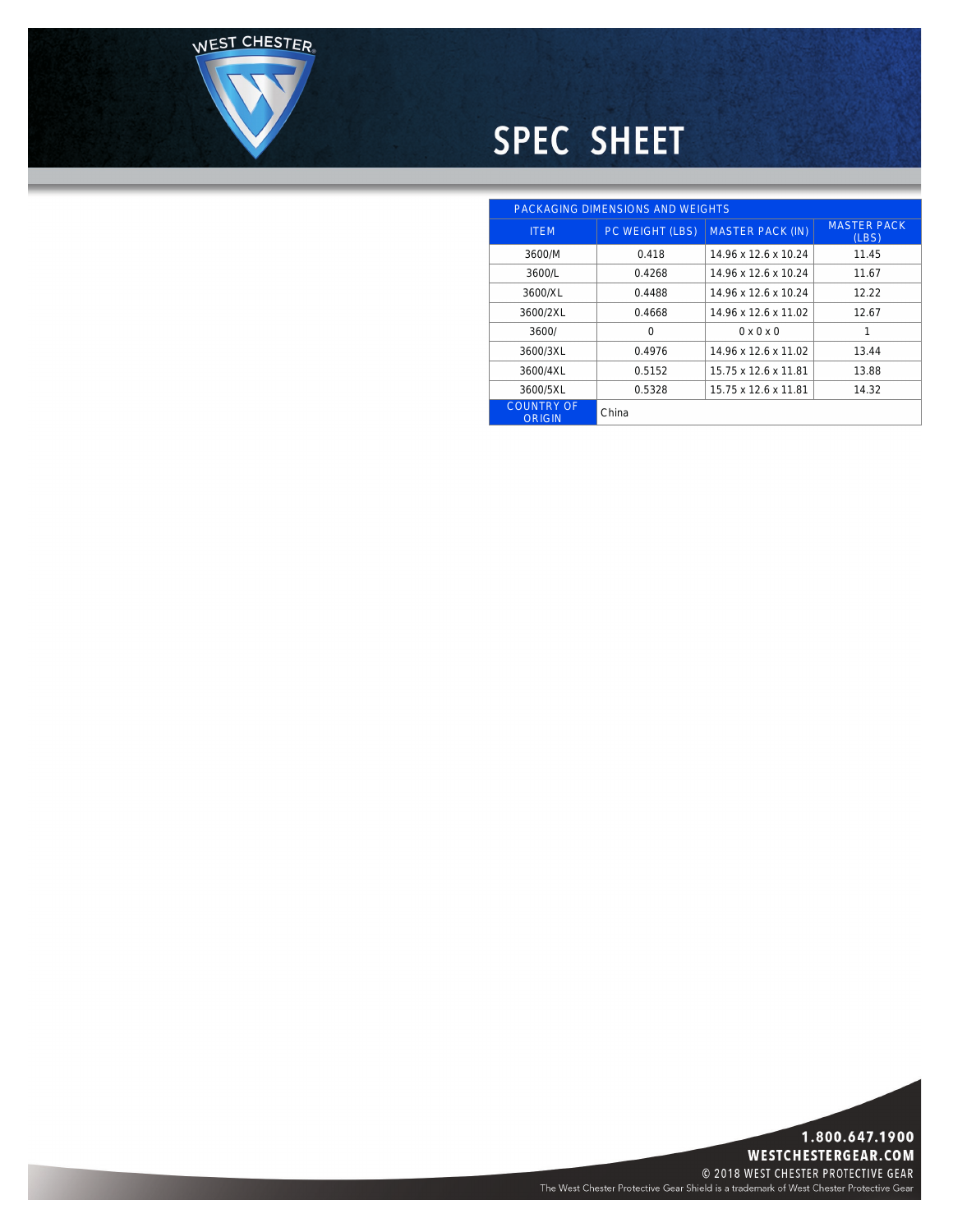# SPEC SHEET

| PACKAGING DIMENSIONS AND WEIGHTS | | | |
|---|---|---|---|
| ITEM | PC WEIGHT (LBS) | MASTER PACK (IN) | MASTER PACK (LBS) |
| 3600/M | 0.418 | 14.96 x 12.6 x 10.24 | 11.45 |
| 3600/L | 0.4268 | 14.96 x 12.6 x 10.24 | 11.67 |
| 3600/XL | 0.4488 | 14.96 x 12.6 x 10.24 | 12.22 |
| 3600/2XL | 0.4668 | 14.96 x 12.6 x 11.02 | 12.67 |
| 3600/ | 0 | 0 x 0 x 0 | 1 |
| 3600/3XL | 0.4976 | 14.96 x 12.6 x 11.02 | 13.44 |
| 3600/4XL | 0.5152 | 15.75 x 12.6 x 11.81 | 13.88 |
| 3600/5XL | 0.5328 | 15.75 x 12.6 x 11.81 | 14.32 |
| COUNTRY OF ORIGIN | China | | |

**1.800.647.1900**
**WESTCHESTERGEAR.COM**
© 2018 WEST CHESTER PROTECTIVE GEAR
The West Chester Protective Gear Shield is a trademark of West Chester Protective Gear